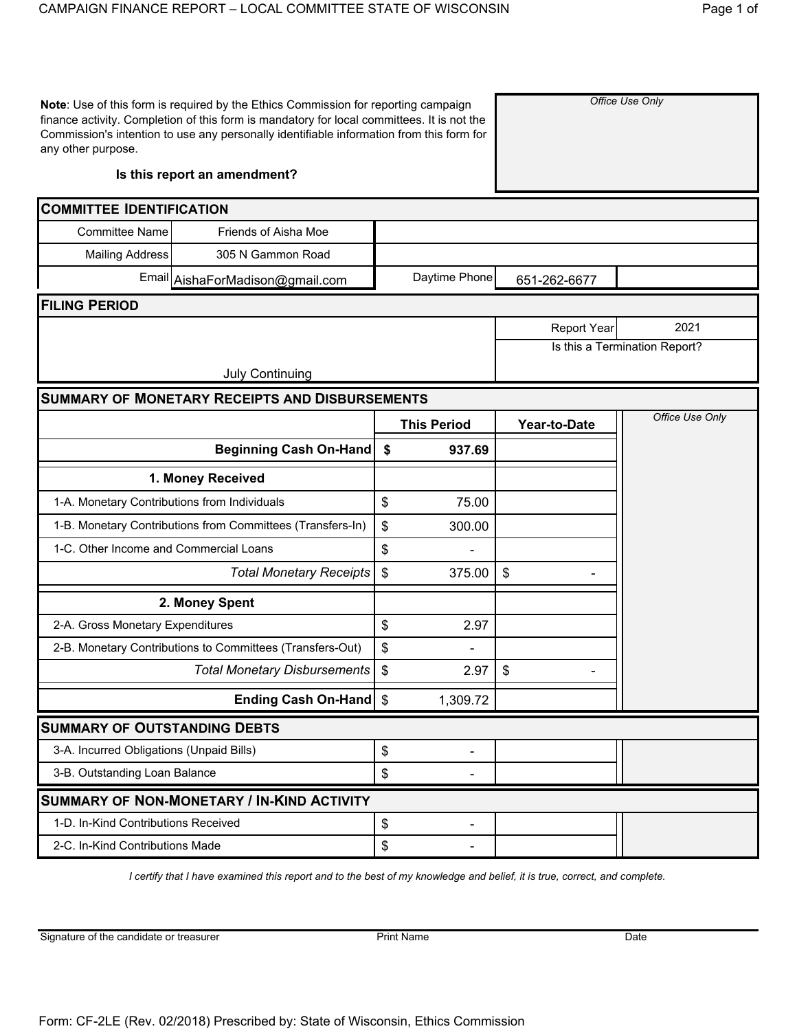# CAMPAIGN FINANCE REPORT – LOCAL COMMITTEE STATE OF WISCONSIN

**Note**: Use of this form is required by the Ethics Commission for reporting campaign finance activity. Completion of this form is mandatory for local committees. It is not the Commission's intention to use any personally identifiable information from this form for any other purpose.

*Office Use Only*

**Is this report an amendment?**

## COMMITTEE IDENTIFICATION

| | | | |
|---|---|---|---|
| Committee Name | Friends of Aisha Moe | | |
| Mailing Address | 305 N Gammon Road | | |
| Email | AishaForMadison@gmail.com | Daytime Phone | 651-262-6677 |

## FILING PERIOD

| | | |
|---|---|---|
| July Continuing | Report Year | 2021 |
| | Is this a Termination Report? | |

## SUMMARY OF MONETARY RECEIPTS AND DISBURSEMENTS

| | This Period | Year-to-Date | *Office Use Only* |
|---|---|---|---|
| **Beginning Cash On-Hand** | **$ 937.69** | | |
| **1. Money Received** | | | |
| 1-A. Monetary Contributions from Individuals | $ 75.00 | | |
| 1-B. Monetary Contributions from Committees (Transfers-In) | $ 300.00 | | |
| 1-C. Other Income and Commercial Loans | $ - | | |
| *Total Monetary Receipts* | $ 375.00 | $ - | |
| **2. Money Spent** | | | |
| 2-A. Gross Monetary Expenditures | $ 2.97 | | |
| 2-B. Monetary Contributions to Committees (Transfers-Out) | $ - | | |
| *Total Monetary Disbursements* | $ 2.97 | $ - | |
| **Ending Cash On-Hand** | $ 1,309.72 | | |

## SUMMARY OF OUTSTANDING DEBTS

| | | | |
|---|---|---|---|
| 3-A. Incurred Obligations (Unpaid Bills) | $ - | | |
| 3-B. Outstanding Loan Balance | $ - | | |

## SUMMARY OF NON-MONETARY / IN-KIND ACTIVITY

| | | | |
|---|---|---|---|
| 1-D. In-Kind Contributions Received | $ - | | |
| 2-C. In-Kind Contributions Made | $ - | | |

*I certify that I have examined this report and to the best of my knowledge and belief, it is true, correct, and complete.*

Signature of the candidate or treasurer | Print Name | Date

Form: CF-2LE (Rev. 02/2018) Prescribed by: State of Wisconsin, Ethics Commission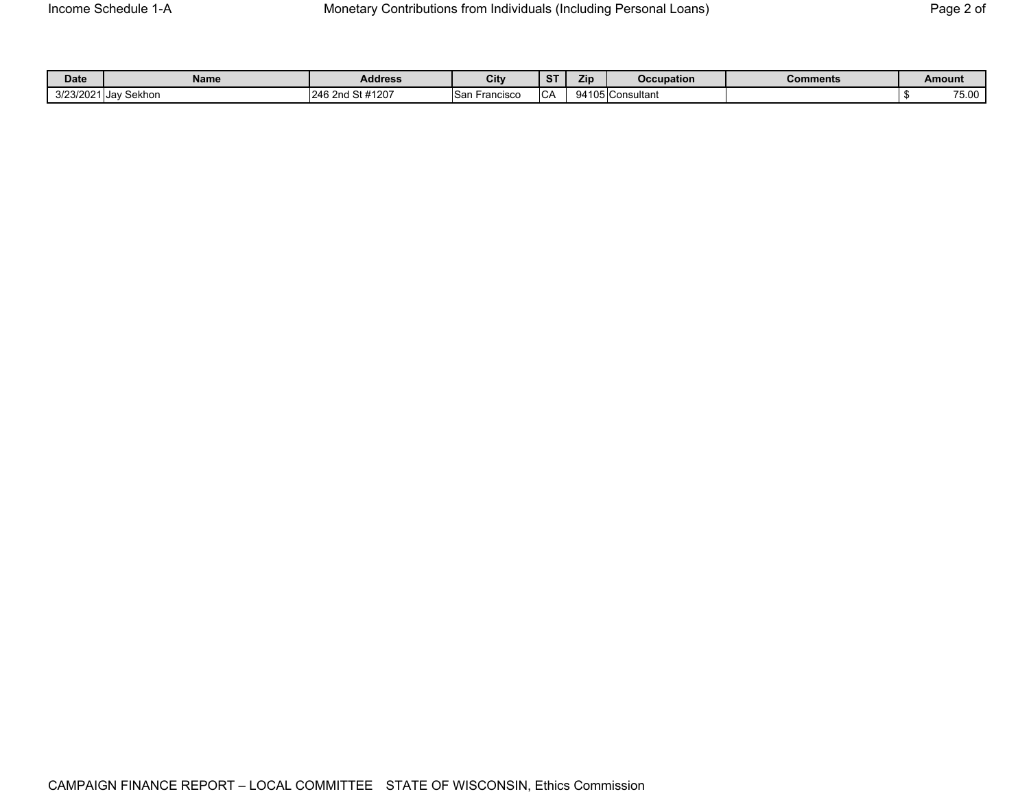# Income Schedule 1-A

## Monetary Contributions from Individuals (Including Personal Loans)

| Date | Name | Address | City | ST | Zip | Occupation | Comments | Amount |
|---|---|---|---|---|---|---|---|---|
| 3/23/2021 | Jay Sekhon | 246 2nd St #1207 | San Francisco | CA | 94105 | Consultant | | $ 75.00 |

CAMPAIGN FINANCE REPORT – LOCAL COMMITTEE STATE OF WISCONSIN, Ethics Commission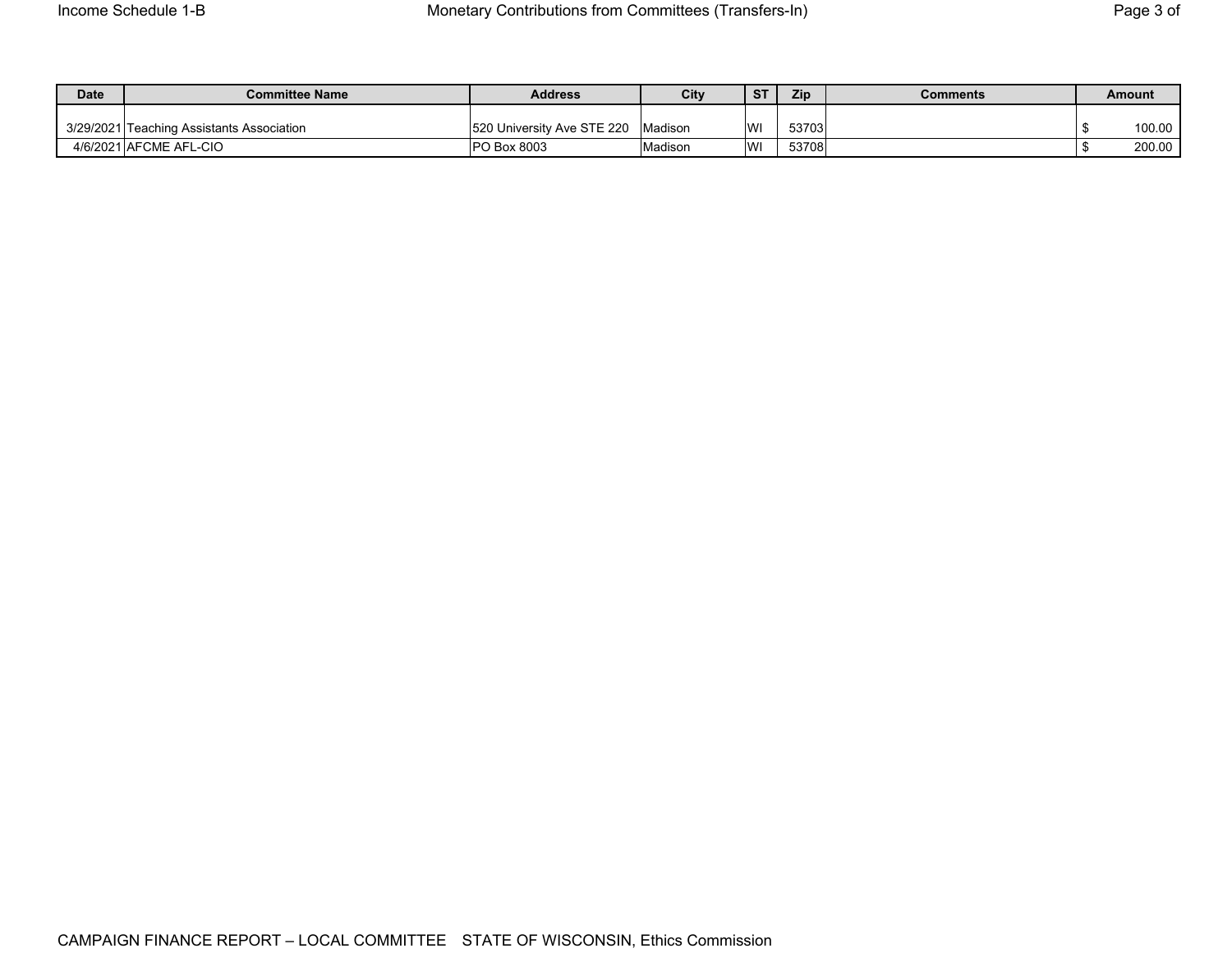| Date | Committee Name | Address | City | ST | Zip | Comments | Amount |
|---|---|---|---|---|---|---|---|
| 3/29/2021 | Teaching Assistants Association | 520 University Ave STE 220 | Madison | WI | 53703 | | $ 100.00 |
| 4/6/2021 | AFCME AFL-CIO | PO Box 8003 | Madison | WI | 53708 | | $ 200.00 |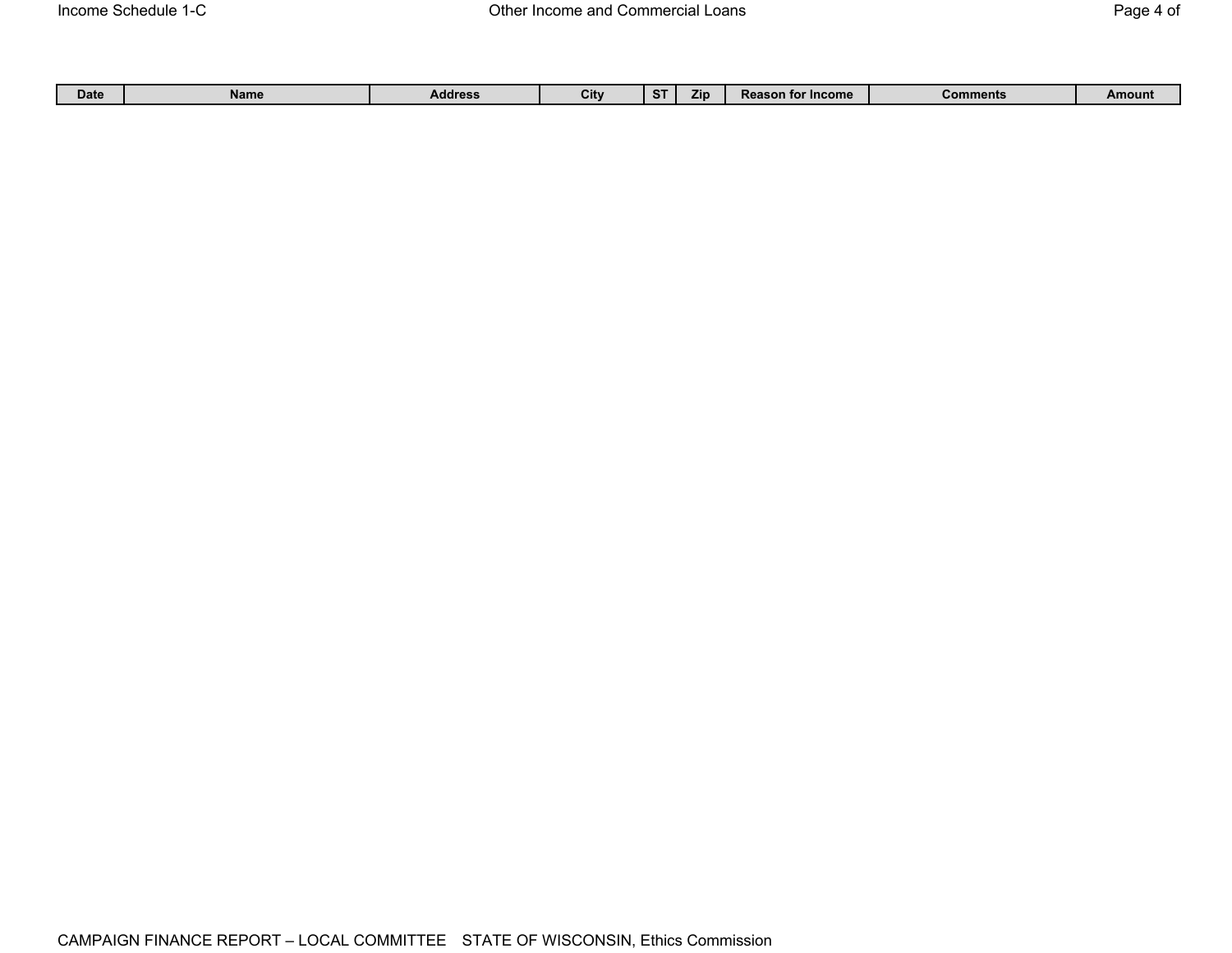Income Schedule 1-C

# Other Income and Commercial Loans

| Date | Name | Address | City | ST | Zip | Reason for Income | Comments | Amount |
|---|---|---|---|---|---|---|---|---|

CAMPAIGN FINANCE REPORT – LOCAL COMMITTEE STATE OF WISCONSIN, Ethics Commission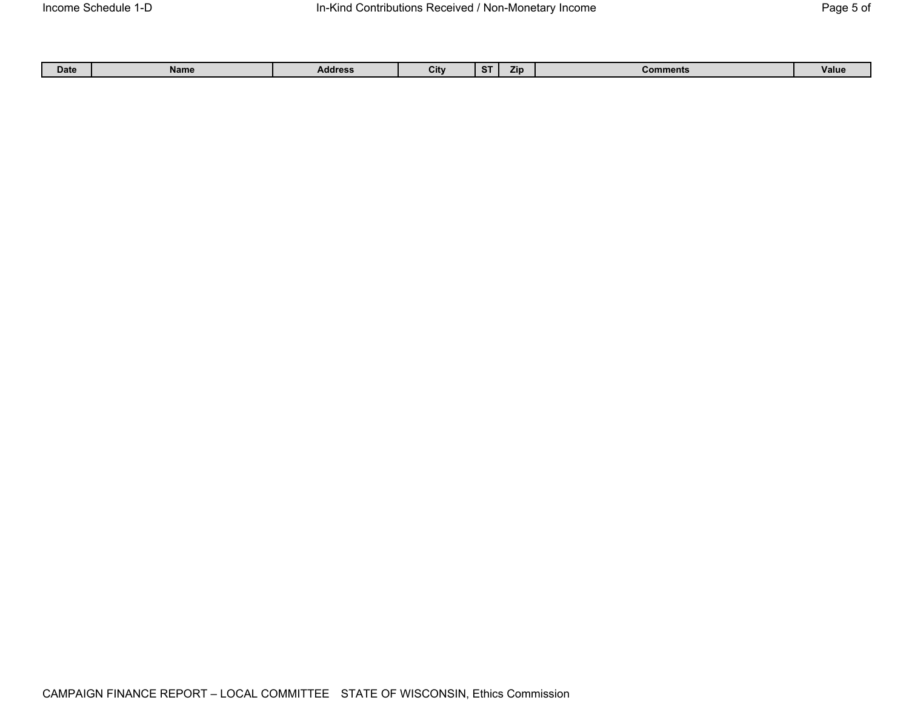Income Schedule 1-D

# In-Kind Contributions Received / Non-Monetary Income

| Date | Name | Address | City | ST | Zip | Comments | Value |
|---|---|---|---|---|---|---|---|

CAMPAIGN FINANCE REPORT – LOCAL COMMITTEE STATE OF WISCONSIN, Ethics Commission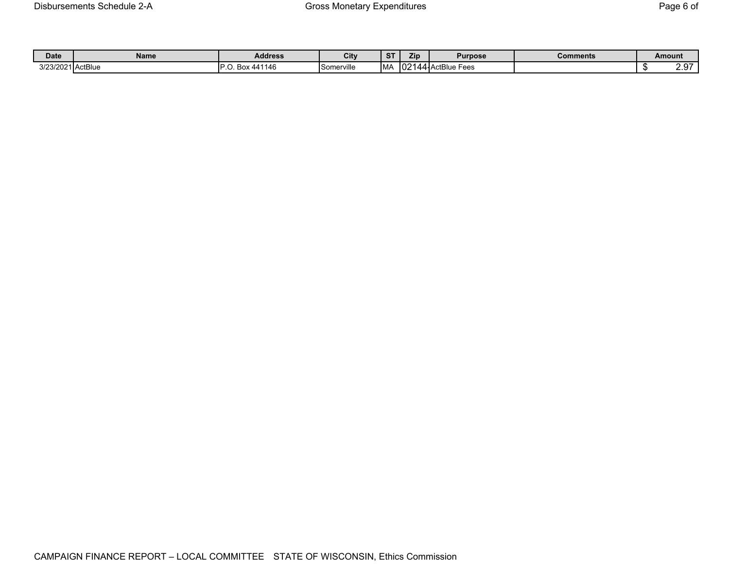| Date | Name | Address | City | ST | Zip | Purpose | Comments | Amount |
|---|---|---|---|---|---|---|---|---|
| 3/23/2021 | ActBlue | P.O. Box 441146 | Somerville | MA | 02144- | ActBlue Fees | | $ 2.97 |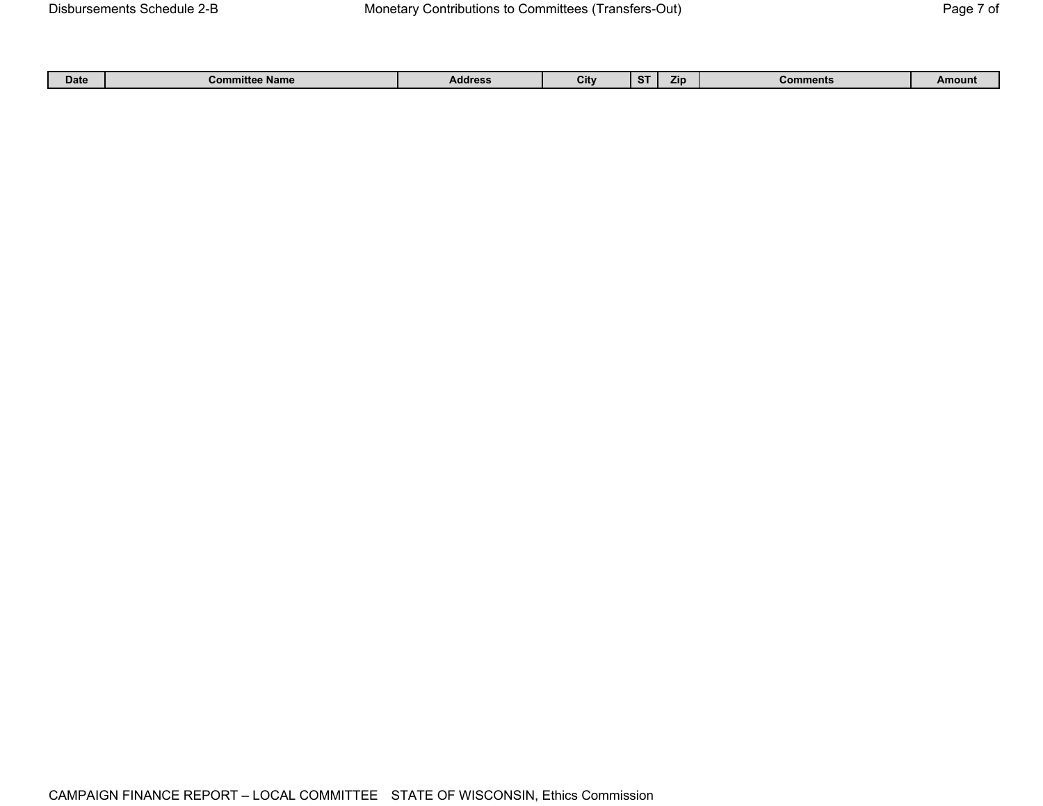Disbursements Schedule 2-B — Monetary Contributions to Committees (Transfers-Out)

| Date | Committee Name | Address | City | ST | Zip | Comments | Amount |
|---|---|---|---|---|---|---|---|

CAMPAIGN FINANCE REPORT – LOCAL COMMITTEE STATE OF WISCONSIN, Ethics Commission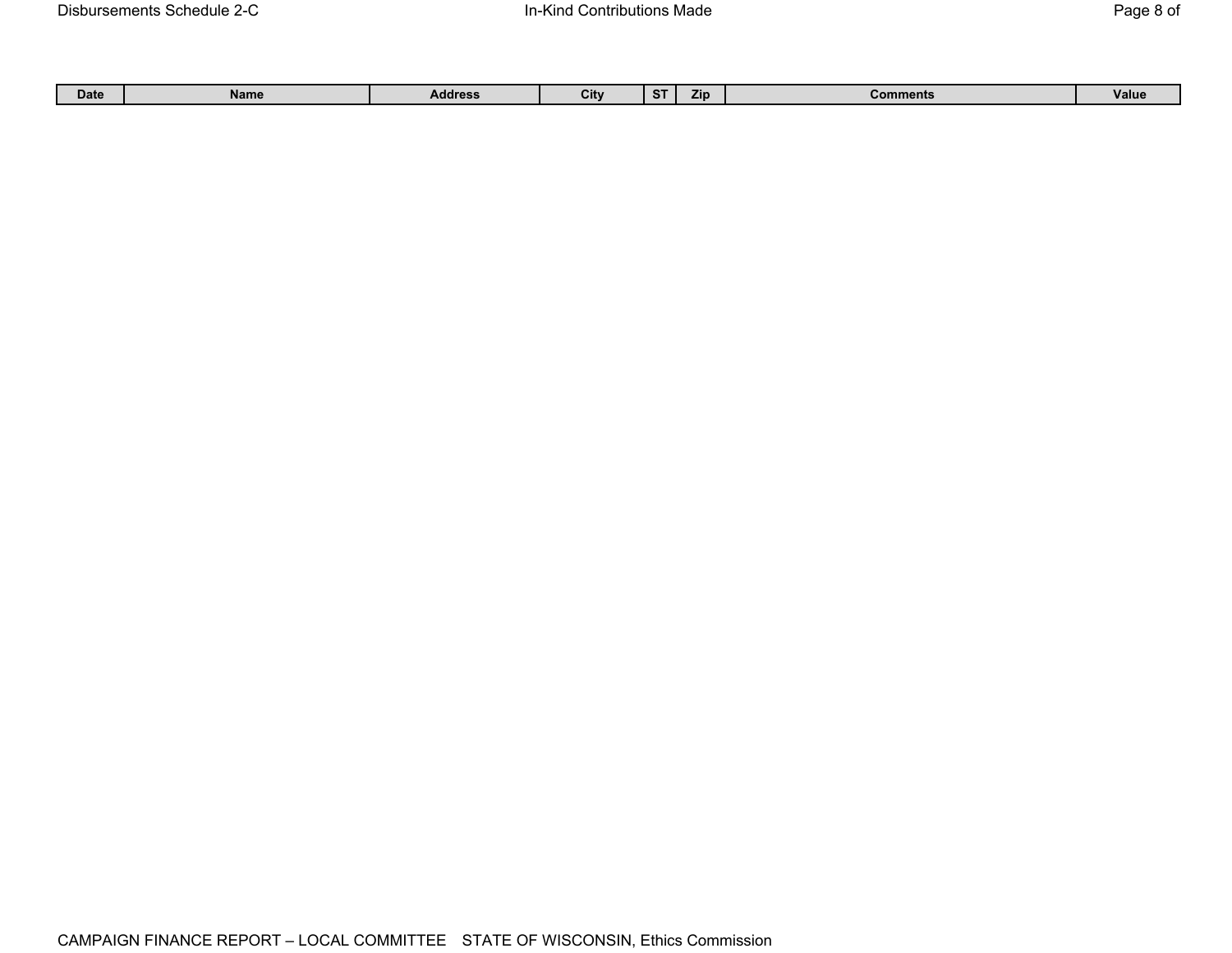Disbursements Schedule 2-C

In-Kind Contributions Made

| Date | Name | Address | City | ST | Zip | Comments | Value |
|---|---|---|---|---|---|---|---|

CAMPAIGN FINANCE REPORT – LOCAL COMMITTEE STATE OF WISCONSIN, Ethics Commission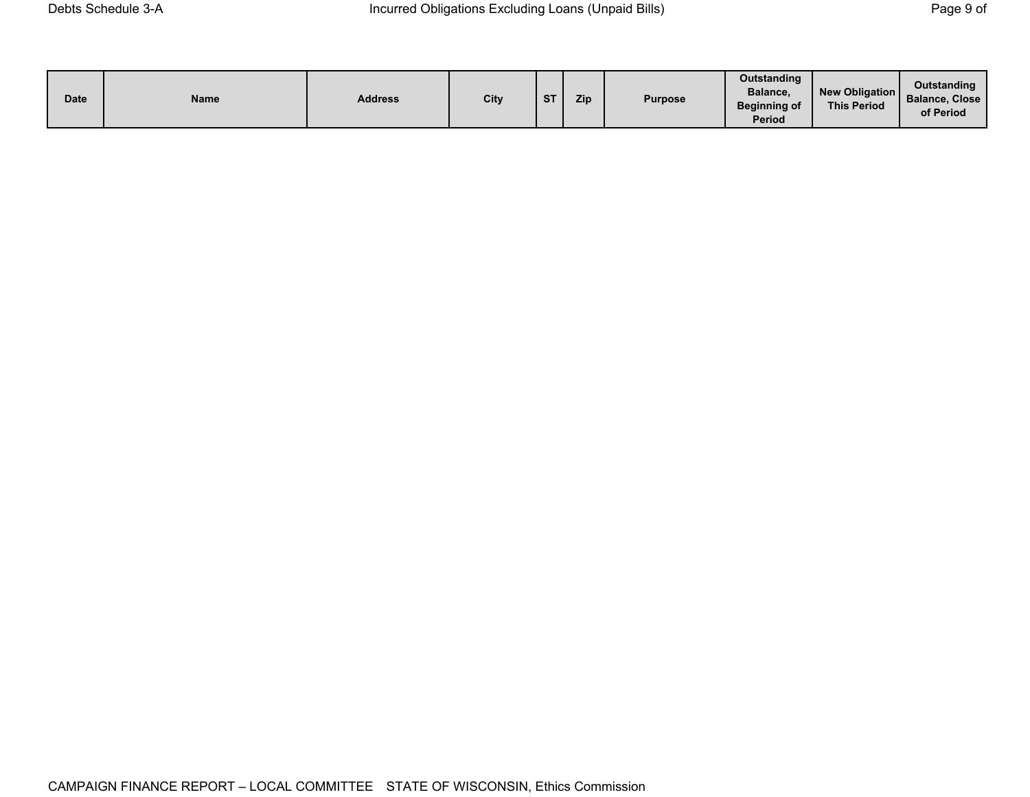# Debts Schedule 3-A

## Incurred Obligations Excluding Loans (Unpaid Bills)

| Date | Name | Address | City | ST | Zip | Purpose | Outstanding Balance, Beginning of Period | New Obligation This Period | Outstanding Balance, Close of Period |
|---|---|---|---|---|---|---|---|---|---|

CAMPAIGN FINANCE REPORT – LOCAL COMMITTEE STATE OF WISCONSIN, Ethics Commission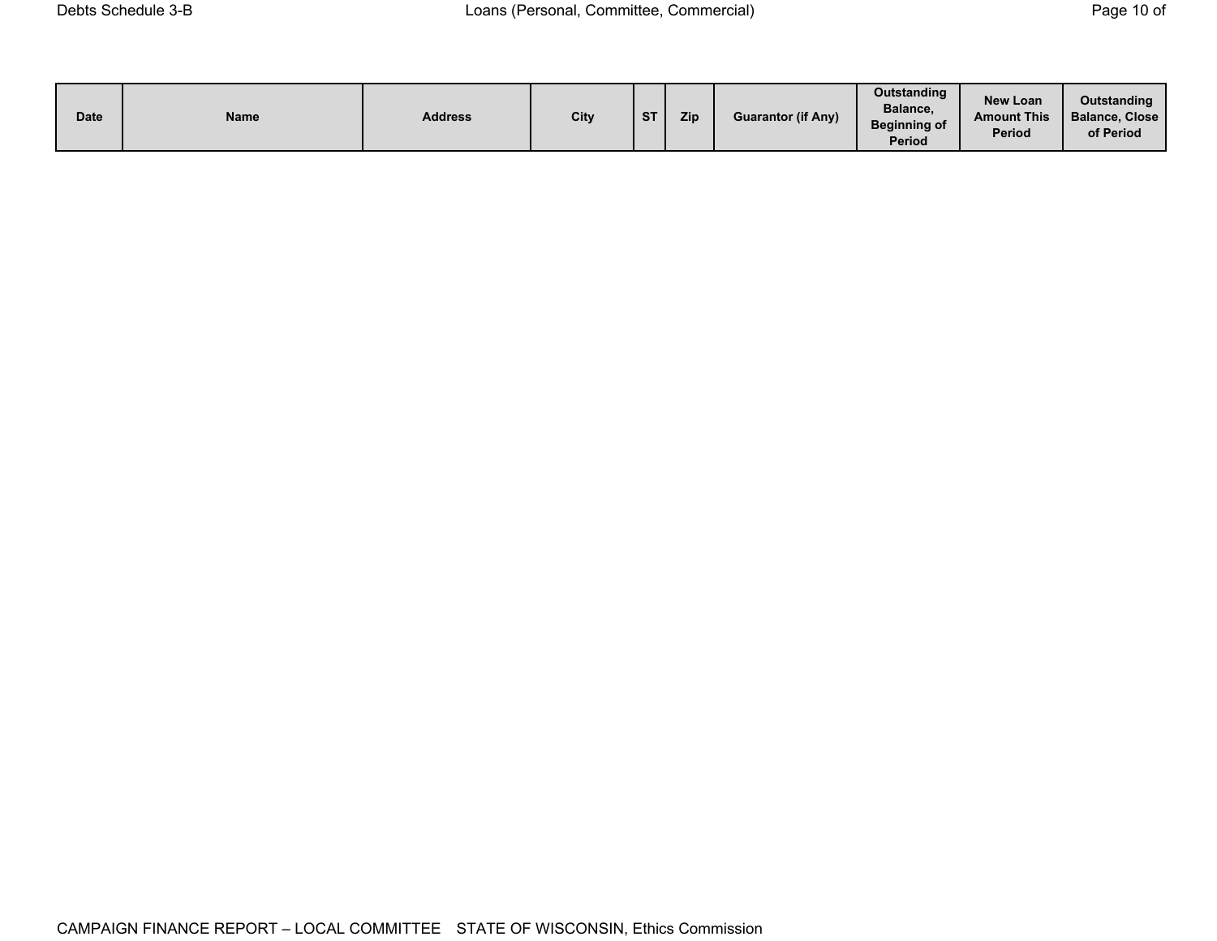| Date | Name | Address | City | ST | Zip | Guarantor (if Any) | Outstanding Balance, Beginning of Period | New Loan Amount This Period | Outstanding Balance, Close of Period |
|---|---|---|---|---|---|---|---|---|---|